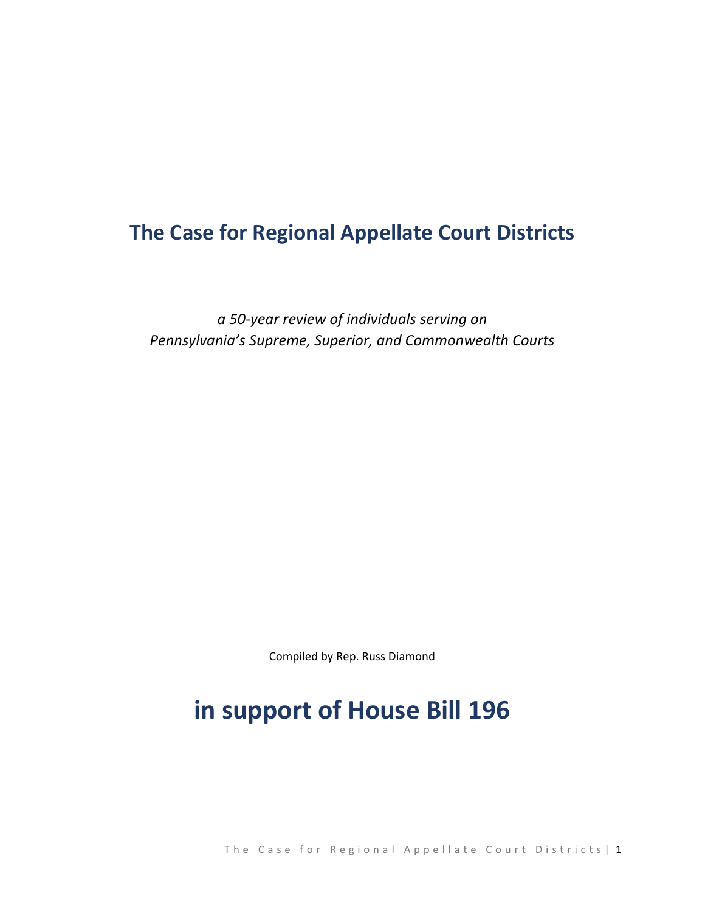# The Case for Regional Appellate Court Districts

*a 50-year review of individuals serving on Pennsylvania's Supreme, Superior, and Commonwealth Courts*

Compiled by Rep. Russ Diamond

# in support of House Bill 196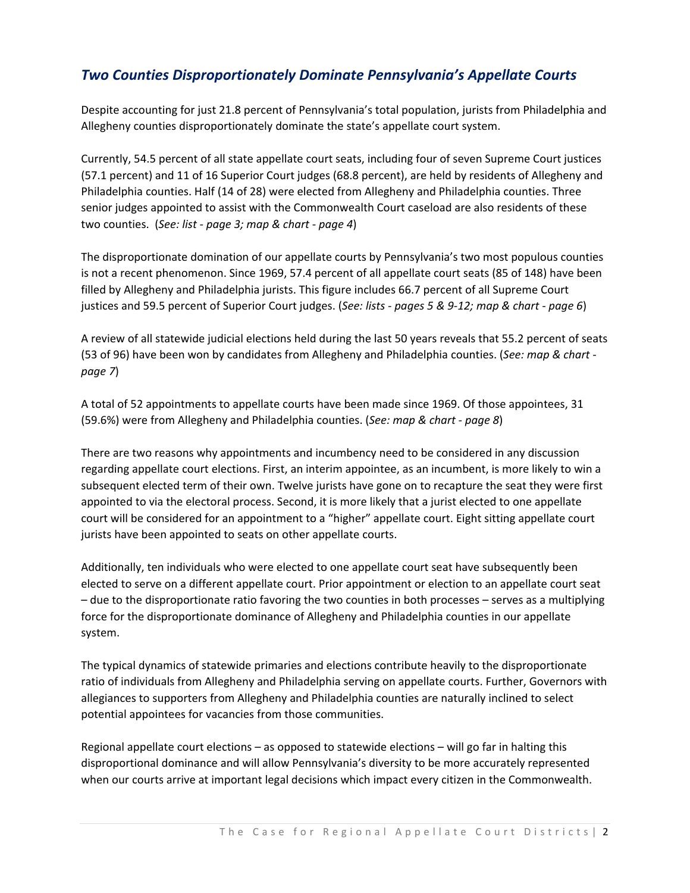## *Two Counties Disproportionately Dominate Pennsylvania's Appellate Courts*

Despite accounting for just 21.8 percent of Pennsylvania's total population, jurists from Philadelphia and Allegheny counties disproportionately dominate the state's appellate court system.

Currently, 54.5 percent of all state appellate court seats, including four of seven Supreme Court justices (57.1 percent) and 11 of 16 Superior Court judges (68.8 percent), are held by residents of Allegheny and Philadelphia counties. Half (14 of 28) were elected from Allegheny and Philadelphia counties. Three senior judges appointed to assist with the Commonwealth Court caseload are also residents of these two counties. (*See: list - page 3; map & chart - page 4*)

The disproportionate domination of our appellate courts by Pennsylvania's two most populous counties is not a recent phenomenon. Since 1969, 57.4 percent of all appellate court seats (85 of 148) have been filled by Allegheny and Philadelphia jurists. This figure includes 66.7 percent of all Supreme Court justices and 59.5 percent of Superior Court judges. (*See: lists - pages 5 & 9-12; map & chart - page 6*)

A review of all statewide judicial elections held during the last 50 years reveals that 55.2 percent of seats (53 of 96) have been won by candidates from Allegheny and Philadelphia counties. (*See: map & chart - page 7*)

A total of 52 appointments to appellate courts have been made since 1969. Of those appointees, 31 (59.6%) were from Allegheny and Philadelphia counties. (*See: map & chart - page 8*)

There are two reasons why appointments and incumbency need to be considered in any discussion regarding appellate court elections. First, an interim appointee, as an incumbent, is more likely to win a subsequent elected term of their own. Twelve jurists have gone on to recapture the seat they were first appointed to via the electoral process. Second, it is more likely that a jurist elected to one appellate court will be considered for an appointment to a "higher" appellate court. Eight sitting appellate court jurists have been appointed to seats on other appellate courts.

Additionally, ten individuals who were elected to one appellate court seat have subsequently been elected to serve on a different appellate court. Prior appointment or election to an appellate court seat – due to the disproportionate ratio favoring the two counties in both processes – serves as a multiplying force for the disproportionate dominance of Allegheny and Philadelphia counties in our appellate system.

The typical dynamics of statewide primaries and elections contribute heavily to the disproportionate ratio of individuals from Allegheny and Philadelphia serving on appellate courts. Further, Governors with allegiances to supporters from Allegheny and Philadelphia counties are naturally inclined to select potential appointees for vacancies from those communities.

Regional appellate court elections – as opposed to statewide elections – will go far in halting this disproportional dominance and will allow Pennsylvania's diversity to be more accurately represented when our courts arrive at important legal decisions which impact every citizen in the Commonwealth.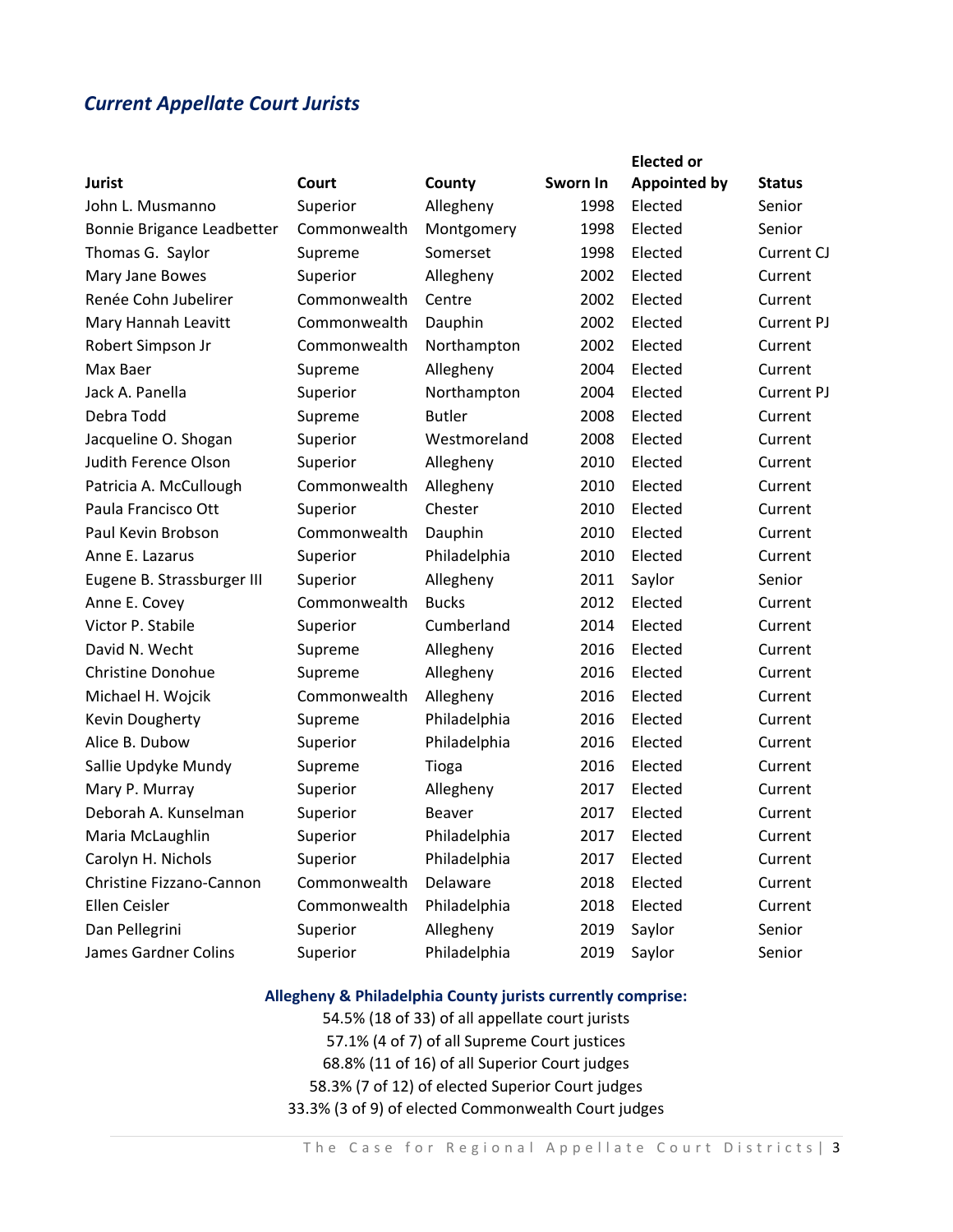## *Current Appellate Court Jurists*

| Jurist | Court | County | Sworn In | Elected or Appointed by | Status |
|---|---|---|---|---|---|
| John L. Musmanno | Superior | Allegheny | 1998 | Elected | Senior |
| Bonnie Brigance Leadbetter | Commonwealth | Montgomery | 1998 | Elected | Senior |
| Thomas G. Saylor | Supreme | Somerset | 1998 | Elected | Current CJ |
| Mary Jane Bowes | Superior | Allegheny | 2002 | Elected | Current |
| Renée Cohn Jubelirer | Commonwealth | Centre | 2002 | Elected | Current |
| Mary Hannah Leavitt | Commonwealth | Dauphin | 2002 | Elected | Current PJ |
| Robert Simpson Jr | Commonwealth | Northampton | 2002 | Elected | Current |
| Max Baer | Supreme | Allegheny | 2004 | Elected | Current |
| Jack A. Panella | Superior | Northampton | 2004 | Elected | Current PJ |
| Debra Todd | Supreme | Butler | 2008 | Elected | Current |
| Jacqueline O. Shogan | Superior | Westmoreland | 2008 | Elected | Current |
| Judith Ference Olson | Superior | Allegheny | 2010 | Elected | Current |
| Patricia A. McCullough | Commonwealth | Allegheny | 2010 | Elected | Current |
| Paula Francisco Ott | Superior | Chester | 2010 | Elected | Current |
| Paul Kevin Brobson | Commonwealth | Dauphin | 2010 | Elected | Current |
| Anne E. Lazarus | Superior | Philadelphia | 2010 | Elected | Current |
| Eugene B. Strassburger III | Superior | Allegheny | 2011 | Saylor | Senior |
| Anne E. Covey | Commonwealth | Bucks | 2012 | Elected | Current |
| Victor P. Stabile | Superior | Cumberland | 2014 | Elected | Current |
| David N. Wecht | Supreme | Allegheny | 2016 | Elected | Current |
| Christine Donohue | Supreme | Allegheny | 2016 | Elected | Current |
| Michael H. Wojcik | Commonwealth | Allegheny | 2016 | Elected | Current |
| Kevin Dougherty | Supreme | Philadelphia | 2016 | Elected | Current |
| Alice B. Dubow | Superior | Philadelphia | 2016 | Elected | Current |
| Sallie Updyke Mundy | Supreme | Tioga | 2016 | Elected | Current |
| Mary P. Murray | Superior | Allegheny | 2017 | Elected | Current |
| Deborah A. Kunselman | Superior | Beaver | 2017 | Elected | Current |
| Maria McLaughlin | Superior | Philadelphia | 2017 | Elected | Current |
| Carolyn H. Nichols | Superior | Philadelphia | 2017 | Elected | Current |
| Christine Fizzano-Cannon | Commonwealth | Delaware | 2018 | Elected | Current |
| Ellen Ceisler | Commonwealth | Philadelphia | 2018 | Elected | Current |
| Dan Pellegrini | Superior | Allegheny | 2019 | Saylor | Senior |
| James Gardner Colins | Superior | Philadelphia | 2019 | Saylor | Senior |

**Allegheny & Philadelphia County jurists currently comprise:**

54.5% (18 of 33) of all appellate court jurists

57.1% (4 of 7) of all Supreme Court justices

68.8% (11 of 16) of all Superior Court judges

58.3% (7 of 12) of elected Superior Court judges

33.3% (3 of 9) of elected Commonwealth Court judges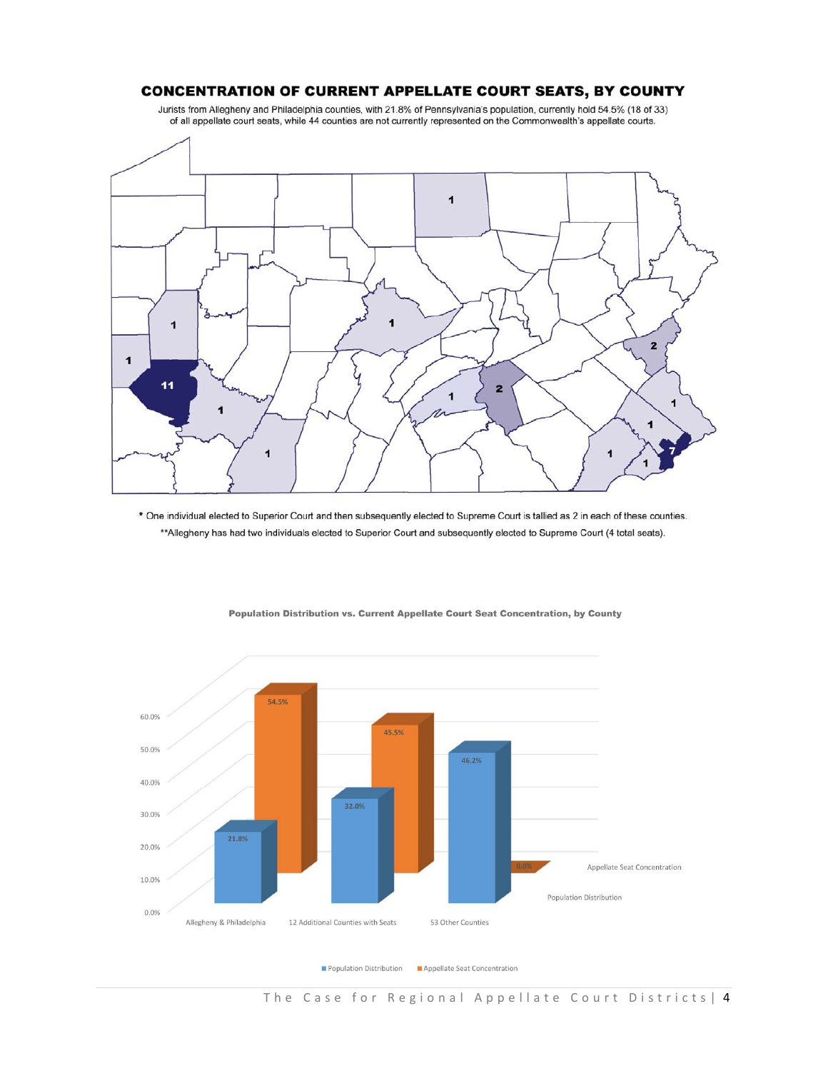## CONCENTRATION OF CURRENT APPELLATE COURT SEATS, BY COUNTY

Jurists from Allegheny and Philadelphia counties, with 21.8% of Pennsylvania's population, currently hold 54.5% (18 of 33) of all appellate court seats, while 44 counties are not currently represented on the Commonwealth's appellate courts.

\* One individual elected to Superior Court and then subsequently elected to Supreme Court is tallied as 2 in each of these counties.

\*\*Allegheny has had two individuals elected to Superior Court and subsequently elected to Supreme Court (4 total seats).

**Population Distribution vs. Current Appellate Court Seat Concentration, by County**

| | Population Distribution | Appellate Seat Concentration |
|---|---|---|
| Allegheny & Philadelphia | 21.8% | 54.5% |
| 12 Additional Counties with Seats | 32.0% | 45.5% |
| 53 Other Counties | 46.2% | 0.0% |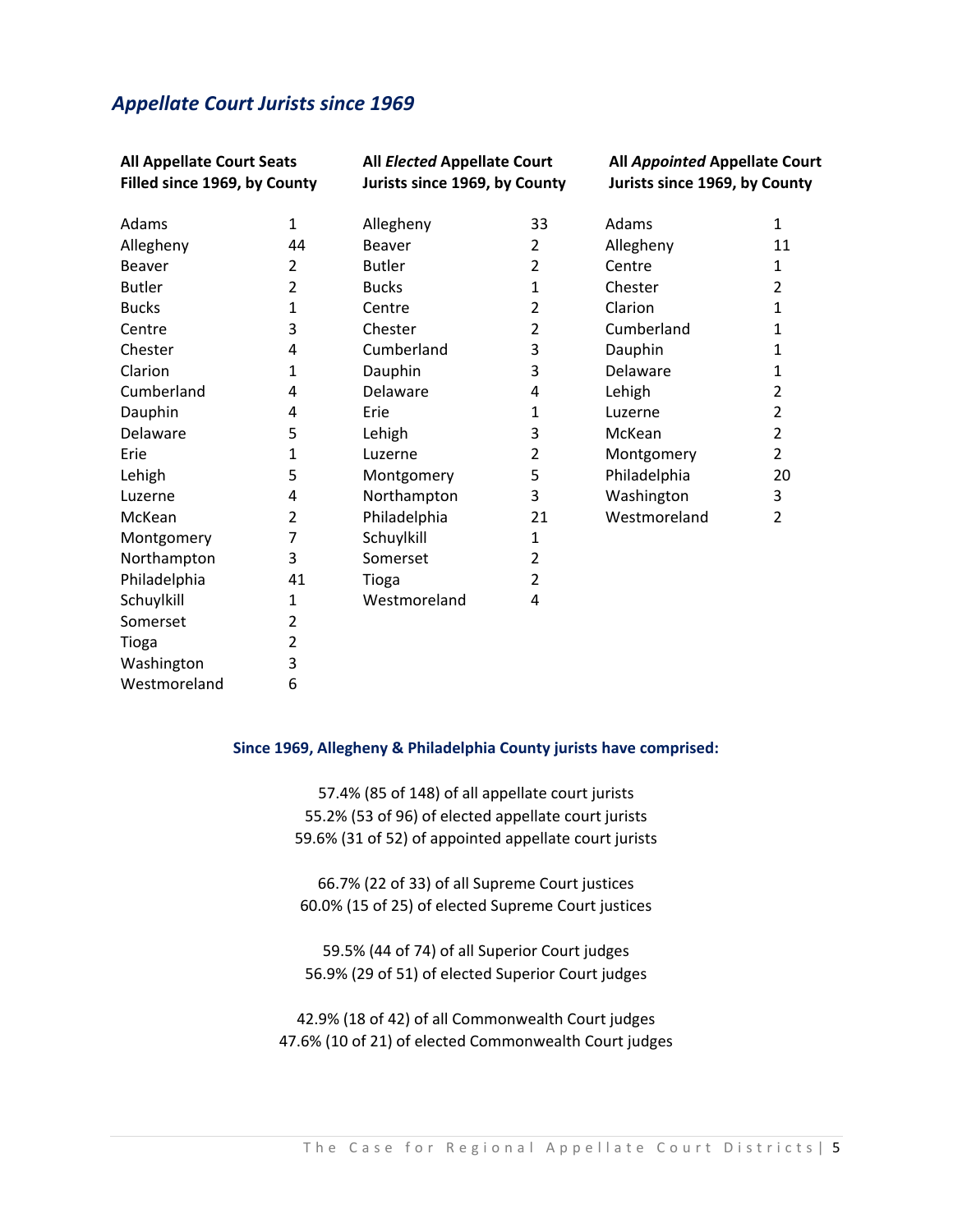## *Appellate Court Jurists since 1969*

**All Appellate Court Seats Filled since 1969, by County**

| County | Number |
|---|---|
| Adams | 1 |
| Allegheny | 44 |
| Beaver | 2 |
| Butler | 2 |
| Bucks | 1 |
| Centre | 3 |
| Chester | 4 |
| Clarion | 1 |
| Cumberland | 4 |
| Dauphin | 4 |
| Delaware | 5 |
| Erie | 1 |
| Lehigh | 5 |
| Luzerne | 4 |
| McKean | 2 |
| Montgomery | 7 |
| Northampton | 3 |
| Philadelphia | 41 |
| Schuylkill | 1 |
| Somerset | 2 |
| Tioga | 2 |
| Washington | 3 |
| Westmoreland | 6 |

**All *Elected* Appellate Court Jurists since 1969, by County**

| County | Number |
|---|---|
| Allegheny | 33 |
| Beaver | 2 |
| Butler | 2 |
| Bucks | 1 |
| Centre | 2 |
| Chester | 2 |
| Cumberland | 3 |
| Dauphin | 3 |
| Delaware | 4 |
| Erie | 1 |
| Lehigh | 3 |
| Luzerne | 2 |
| Montgomery | 5 |
| Northampton | 3 |
| Philadelphia | 21 |
| Schuylkill | 1 |
| Somerset | 2 |
| Tioga | 2 |
| Westmoreland | 4 |

**All *Appointed* Appellate Court Jurists since 1969, by County**

| County | Number |
|---|---|
| Adams | 1 |
| Allegheny | 11 |
| Centre | 1 |
| Chester | 2 |
| Clarion | 1 |
| Cumberland | 1 |
| Dauphin | 1 |
| Delaware | 1 |
| Lehigh | 2 |
| Luzerne | 2 |
| McKean | 2 |
| Montgomery | 2 |
| Philadelphia | 20 |
| Washington | 3 |
| Westmoreland | 2 |

**Since 1969, Allegheny & Philadelphia County jurists have comprised:**

57.4% (85 of 148) of all appellate court jurists
55.2% (53 of 96) of elected appellate court jurists
59.6% (31 of 52) of appointed appellate court jurists

66.7% (22 of 33) of all Supreme Court justices
60.0% (15 of 25) of elected Supreme Court justices

59.5% (44 of 74) of all Superior Court judges
56.9% (29 of 51) of elected Superior Court judges

42.9% (18 of 42) of all Commonwealth Court judges
47.6% (10 of 21) of elected Commonwealth Court judges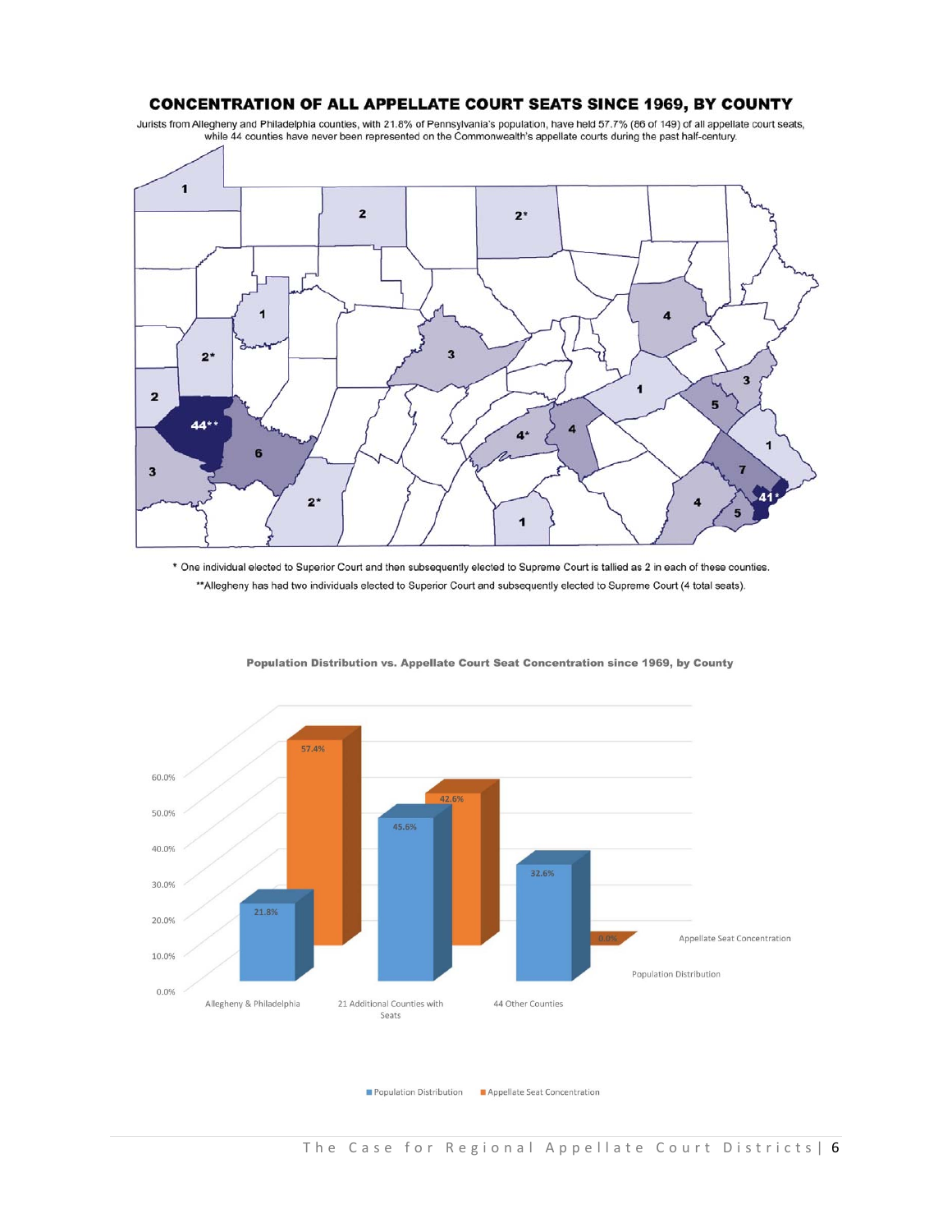## CONCENTRATION OF ALL APPELLATE COURT SEATS SINCE 1969, BY COUNTY

Jurists from Allegheny and Philadelphia counties, with 21.8% of Pennsylvania's population, have held 57.7% (86 of 149) of all appellate court seats, while 44 counties have never been represented on the Commonwealth's appellate courts during the past half-century.

\* One individual elected to Superior Court and then subsequently elected to Supreme Court is tallied as 2 in each of these counties.

\*\*Allegheny has had two individuals elected to Superior Court and subsequently elected to Supreme Court (4 total seats).

**Population Distribution vs. Appellate Court Seat Concentration since 1969, by County**

| | Population Distribution | Appellate Seat Concentration |
|---|---|---|
| Allegheny & Philadelphia | 21.8% | 57.4% |
| 21 Additional Counties with Seats | 45.6% | 42.6% |
| 44 Other Counties | 32.6% | 0.0% |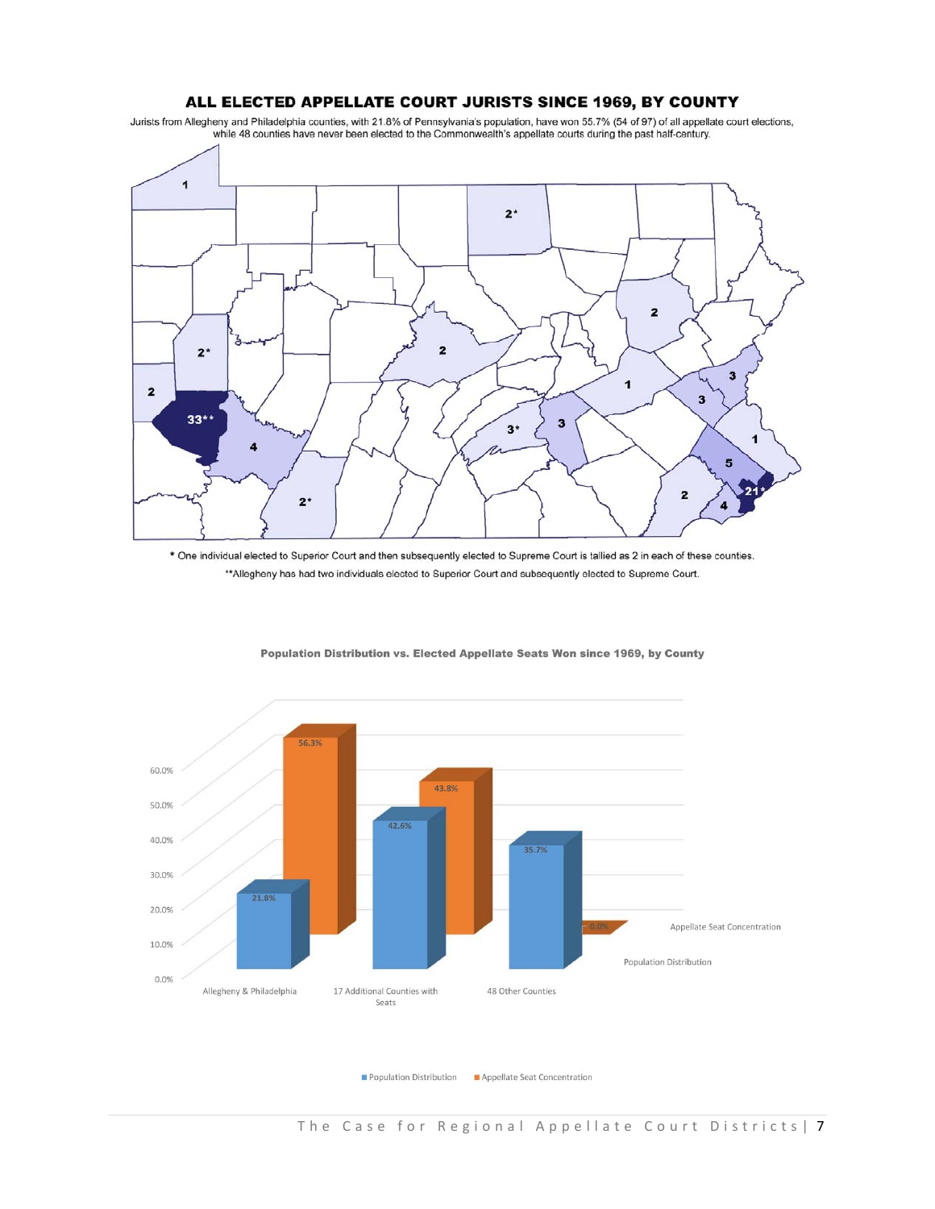## ALL ELECTED APPELLATE COURT JURISTS SINCE 1969, BY COUNTY

Jurists from Allegheny and Philadelphia counties, with 21.8% of Pennsylvania's population, have won 55.7% (54 of 97) of all appellate court elections, while 48 counties have never been elected to the Commonwealth's appellate courts during the past half-century.

\* One individual elected to Superior Court and then subsequently elected to Supreme Court is tallied as 2 in each of these counties.

\*\*Allegheny has had two individuals elected to Superior Court and subsequently elected to Supreme Court.

**Population Distribution vs. Elected Appellate Seats Won since 1969, by County**

| | Population Distribution | Appellate Seat Concentration |
|---|---|---|
| Allegheny & Philadelphia | 21.8% | 56.3% |
| 17 Additional Counties with Seats | 42.6% | 43.8% |
| 48 Other Counties | 35.7% | 0.0% |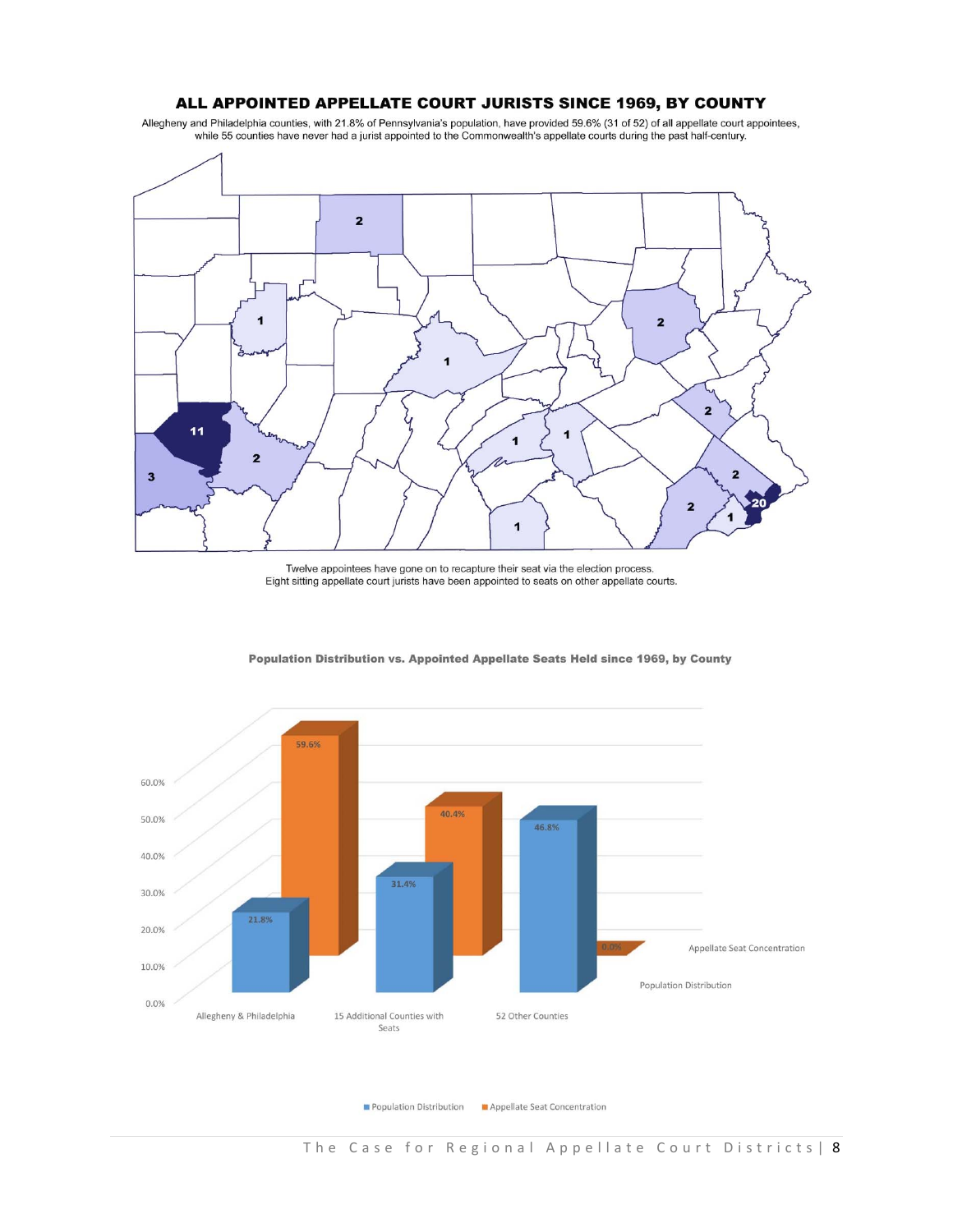## ALL APPOINTED APPELLATE COURT JURISTS SINCE 1969, BY COUNTY

Allegheny and Philadelphia counties, with 21.8% of Pennsylvania's population, have provided 59.6% (31 of 52) of all appellate court appointees, while 55 counties have never had a jurist appointed to the Commonwealth's appellate courts during the past half-century.

Twelve appointees have gone on to recapture their seat via the election process.
Eight sitting appellate court jurists have been appointed to seats on other appellate courts.

**Population Distribution vs. Appointed Appellate Seats Held since 1969, by County**

| | Population Distribution | Appellate Seat Concentration |
|---|---|---|
| Allegheny & Philadelphia | 21.8% | 59.6% |
| 15 Additional Counties with Seats | 31.4% | 40.4% |
| 52 Other Counties | 46.8% | 0.0% |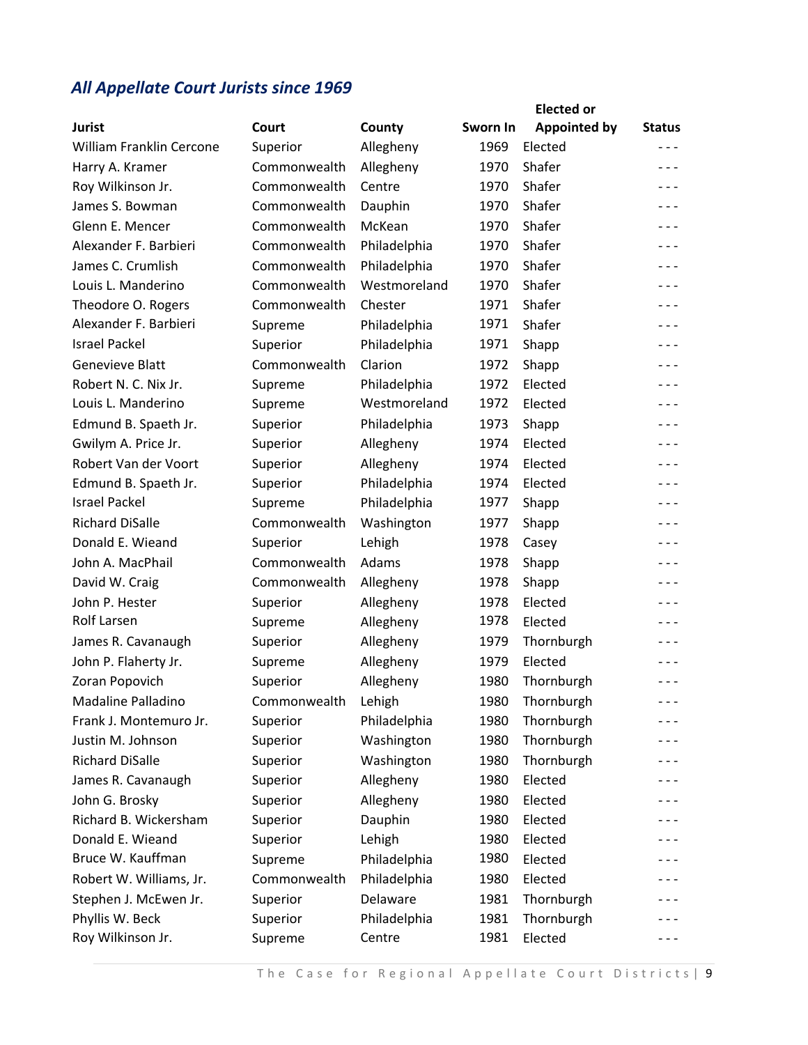## *All Appellate Court Jurists since 1969*

| Jurist | Court | County | Sworn In | Elected or Appointed by | Status |
|---|---|---|---|---|---|
| William Franklin Cercone | Superior | Allegheny | 1969 | Elected | --- |
| Harry A. Kramer | Commonwealth | Allegheny | 1970 | Shafer | --- |
| Roy Wilkinson Jr. | Commonwealth | Centre | 1970 | Shafer | --- |
| James S. Bowman | Commonwealth | Dauphin | 1970 | Shafer | --- |
| Glenn E. Mencer | Commonwealth | McKean | 1970 | Shafer | --- |
| Alexander F. Barbieri | Commonwealth | Philadelphia | 1970 | Shafer | --- |
| James C. Crumlish | Commonwealth | Philadelphia | 1970 | Shafer | --- |
| Louis L. Manderino | Commonwealth | Westmoreland | 1970 | Shafer | --- |
| Theodore O. Rogers | Commonwealth | Chester | 1971 | Shafer | --- |
| Alexander F. Barbieri | Supreme | Philadelphia | 1971 | Shafer | --- |
| Israel Packel | Superior | Philadelphia | 1971 | Shapp | --- |
| Genevieve Blatt | Commonwealth | Clarion | 1972 | Shapp | --- |
| Robert N. C. Nix Jr. | Supreme | Philadelphia | 1972 | Elected | --- |
| Louis L. Manderino | Supreme | Westmoreland | 1972 | Elected | --- |
| Edmund B. Spaeth Jr. | Superior | Philadelphia | 1973 | Shapp | --- |
| Gwilym A. Price Jr. | Superior | Allegheny | 1974 | Elected | --- |
| Robert Van der Voort | Superior | Allegheny | 1974 | Elected | --- |
| Edmund B. Spaeth Jr. | Superior | Philadelphia | 1974 | Elected | --- |
| Israel Packel | Supreme | Philadelphia | 1977 | Shapp | --- |
| Richard DiSalle | Commonwealth | Washington | 1977 | Shapp | --- |
| Donald E. Wieand | Superior | Lehigh | 1978 | Casey | --- |
| John A. MacPhail | Commonwealth | Adams | 1978 | Shapp | --- |
| David W. Craig | Commonwealth | Allegheny | 1978 | Shapp | --- |
| John P. Hester | Superior | Allegheny | 1978 | Elected | --- |
| Rolf Larsen | Supreme | Allegheny | 1978 | Elected | --- |
| James R. Cavanaugh | Superior | Allegheny | 1979 | Thornburgh | --- |
| John P. Flaherty Jr. | Supreme | Allegheny | 1979 | Elected | --- |
| Zoran Popovich | Superior | Allegheny | 1980 | Thornburgh | --- |
| Madaline Palladino | Commonwealth | Lehigh | 1980 | Thornburgh | --- |
| Frank J. Montemuro Jr. | Superior | Philadelphia | 1980 | Thornburgh | --- |
| Justin M. Johnson | Superior | Washington | 1980 | Thornburgh | --- |
| Richard DiSalle | Superior | Washington | 1980 | Thornburgh | --- |
| James R. Cavanaugh | Superior | Allegheny | 1980 | Elected | --- |
| John G. Brosky | Superior | Allegheny | 1980 | Elected | --- |
| Richard B. Wickersham | Superior | Dauphin | 1980 | Elected | --- |
| Donald E. Wieand | Superior | Lehigh | 1980 | Elected | --- |
| Bruce W. Kauffman | Supreme | Philadelphia | 1980 | Elected | --- |
| Robert W. Williams, Jr. | Commonwealth | Philadelphia | 1980 | Elected | --- |
| Stephen J. McEwen Jr. | Superior | Delaware | 1981 | Thornburgh | --- |
| Phyllis W. Beck | Superior | Philadelphia | 1981 | Thornburgh | --- |
| Roy Wilkinson Jr. | Supreme | Centre | 1981 | Elected | --- |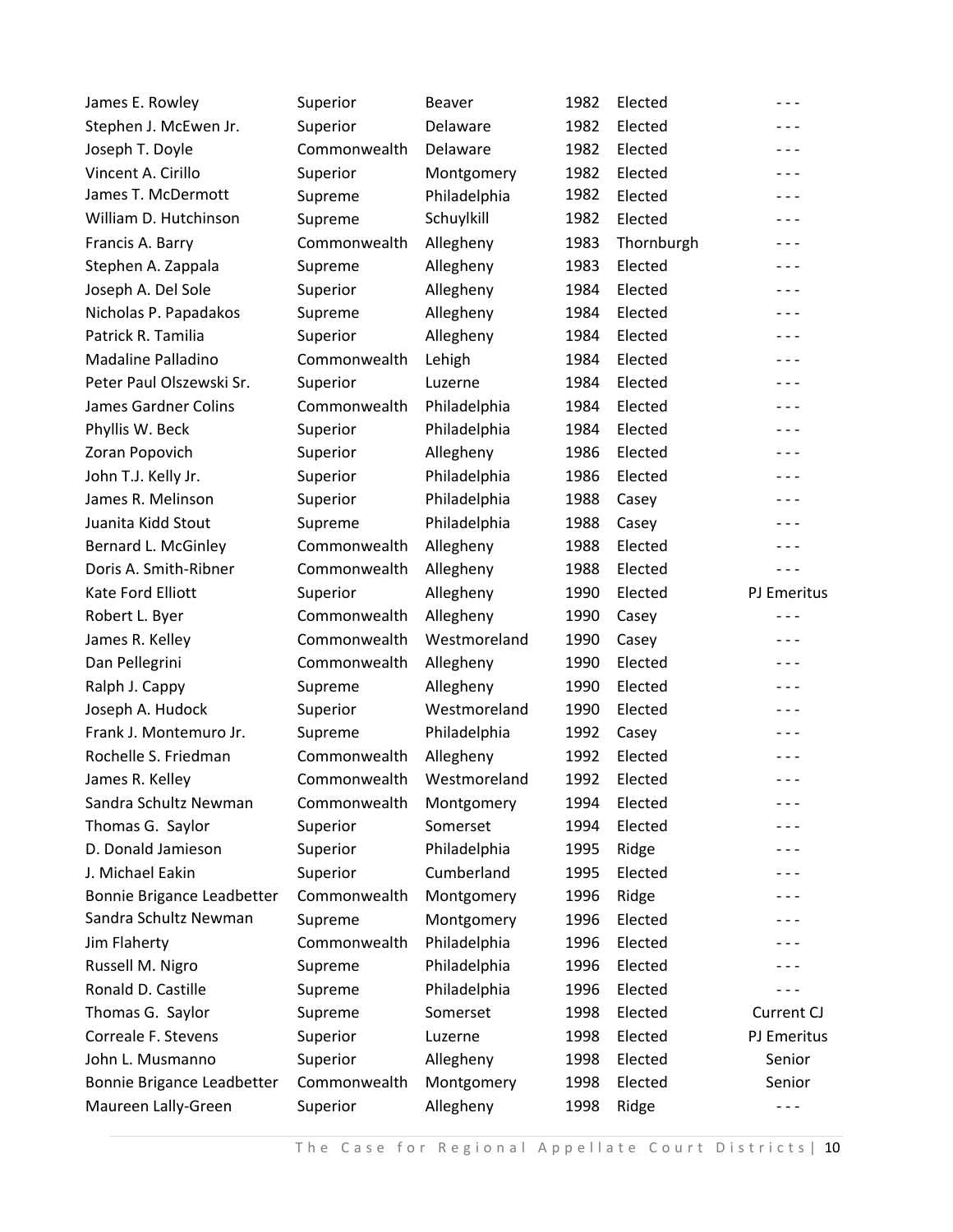| | | | | | |
|---|---|---|---|---|---|
| James E. Rowley | Superior | Beaver | 1982 | Elected | - - - |
| Stephen J. McEwen Jr. | Superior | Delaware | 1982 | Elected | - - - |
| Joseph T. Doyle | Commonwealth | Delaware | 1982 | Elected | - - - |
| Vincent A. Cirillo | Superior | Montgomery | 1982 | Elected | - - - |
| James T. McDermott | Supreme | Philadelphia | 1982 | Elected | - - - |
| William D. Hutchinson | Supreme | Schuylkill | 1982 | Elected | - - - |
| Francis A. Barry | Commonwealth | Allegheny | 1983 | Thornburgh | - - - |
| Stephen A. Zappala | Supreme | Allegheny | 1983 | Elected | - - - |
| Joseph A. Del Sole | Superior | Allegheny | 1984 | Elected | - - - |
| Nicholas P. Papadakos | Supreme | Allegheny | 1984 | Elected | - - - |
| Patrick R. Tamilia | Superior | Allegheny | 1984 | Elected | - - - |
| Madaline Palladino | Commonwealth | Lehigh | 1984 | Elected | - - - |
| Peter Paul Olszewski Sr. | Superior | Luzerne | 1984 | Elected | - - - |
| James Gardner Colins | Commonwealth | Philadelphia | 1984 | Elected | - - - |
| Phyllis W. Beck | Superior | Philadelphia | 1984 | Elected | - - - |
| Zoran Popovich | Superior | Allegheny | 1986 | Elected | - - - |
| John T.J. Kelly Jr. | Superior | Philadelphia | 1986 | Elected | - - - |
| James R. Melinson | Superior | Philadelphia | 1988 | Casey | - - - |
| Juanita Kidd Stout | Supreme | Philadelphia | 1988 | Casey | - - - |
| Bernard L. McGinley | Commonwealth | Allegheny | 1988 | Elected | - - - |
| Doris A. Smith-Ribner | Commonwealth | Allegheny | 1988 | Elected | - - - |
| Kate Ford Elliott | Superior | Allegheny | 1990 | Elected | PJ Emeritus |
| Robert L. Byer | Commonwealth | Allegheny | 1990 | Casey | - - - |
| James R. Kelley | Commonwealth | Westmoreland | 1990 | Casey | - - - |
| Dan Pellegrini | Commonwealth | Allegheny | 1990 | Elected | - - - |
| Ralph J. Cappy | Supreme | Allegheny | 1990 | Elected | - - - |
| Joseph A. Hudock | Superior | Westmoreland | 1990 | Elected | - - - |
| Frank J. Montemuro Jr. | Supreme | Philadelphia | 1992 | Casey | - - - |
| Rochelle S. Friedman | Commonwealth | Allegheny | 1992 | Elected | - - - |
| James R. Kelley | Commonwealth | Westmoreland | 1992 | Elected | - - - |
| Sandra Schultz Newman | Commonwealth | Montgomery | 1994 | Elected | - - - |
| Thomas G. Saylor | Superior | Somerset | 1994 | Elected | - - - |
| D. Donald Jamieson | Superior | Philadelphia | 1995 | Ridge | - - - |
| J. Michael Eakin | Superior | Cumberland | 1995 | Elected | - - - |
| Bonnie Brigance Leadbetter | Commonwealth | Montgomery | 1996 | Ridge | - - - |
| Sandra Schultz Newman | Supreme | Montgomery | 1996 | Elected | - - - |
| Jim Flaherty | Commonwealth | Philadelphia | 1996 | Elected | - - - |
| Russell M. Nigro | Supreme | Philadelphia | 1996 | Elected | - - - |
| Ronald D. Castille | Supreme | Philadelphia | 1996 | Elected | - - - |
| Thomas G. Saylor | Supreme | Somerset | 1998 | Elected | Current CJ |
| Correale F. Stevens | Superior | Luzerne | 1998 | Elected | PJ Emeritus |
| John L. Musmanno | Superior | Allegheny | 1998 | Elected | Senior |
| Bonnie Brigance Leadbetter | Commonwealth | Montgomery | 1998 | Elected | Senior |
| Maureen Lally-Green | Superior | Allegheny | 1998 | Ridge | - - - |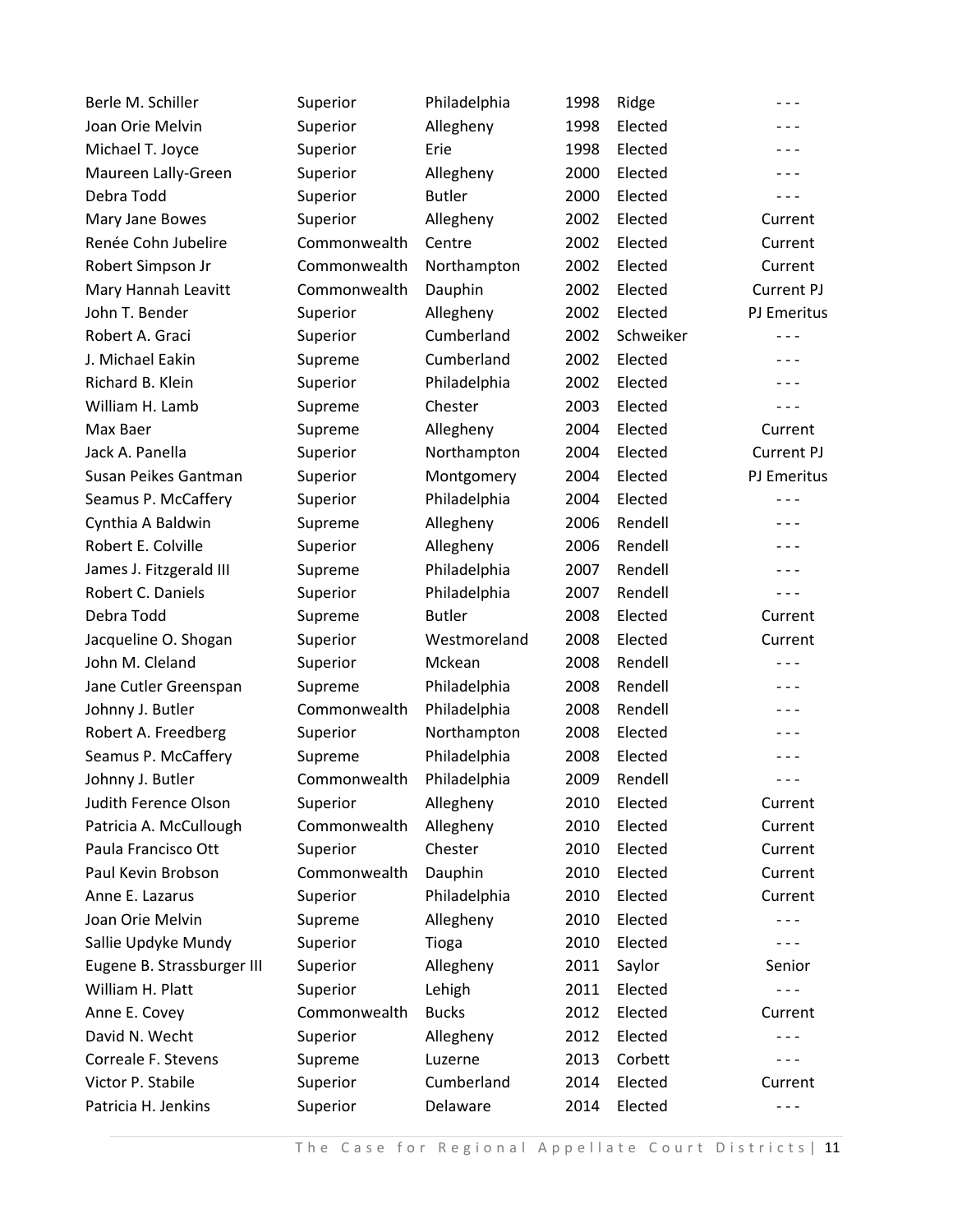| | | | | | |
|---|---|---|---|---|---|
| Berle M. Schiller | Superior | Philadelphia | 1998 | Ridge | - - - |
| Joan Orie Melvin | Superior | Allegheny | 1998 | Elected | - - - |
| Michael T. Joyce | Superior | Erie | 1998 | Elected | - - - |
| Maureen Lally-Green | Superior | Allegheny | 2000 | Elected | - - - |
| Debra Todd | Superior | Butler | 2000 | Elected | - - - |
| Mary Jane Bowes | Superior | Allegheny | 2002 | Elected | Current |
| Renée Cohn Jubelire | Commonwealth | Centre | 2002 | Elected | Current |
| Robert Simpson Jr | Commonwealth | Northampton | 2002 | Elected | Current |
| Mary Hannah Leavitt | Commonwealth | Dauphin | 2002 | Elected | Current PJ |
| John T. Bender | Superior | Allegheny | 2002 | Elected | PJ Emeritus |
| Robert A. Graci | Superior | Cumberland | 2002 | Schweiker | - - - |
| J. Michael Eakin | Supreme | Cumberland | 2002 | Elected | - - - |
| Richard B. Klein | Superior | Philadelphia | 2002 | Elected | - - - |
| William H. Lamb | Supreme | Chester | 2003 | Elected | - - - |
| Max Baer | Supreme | Allegheny | 2004 | Elected | Current |
| Jack A. Panella | Superior | Northampton | 2004 | Elected | Current PJ |
| Susan Peikes Gantman | Superior | Montgomery | 2004 | Elected | PJ Emeritus |
| Seamus P. McCaffery | Superior | Philadelphia | 2004 | Elected | - - - |
| Cynthia A Baldwin | Supreme | Allegheny | 2006 | Rendell | - - - |
| Robert E. Colville | Superior | Allegheny | 2006 | Rendell | - - - |
| James J. Fitzgerald III | Supreme | Philadelphia | 2007 | Rendell | - - - |
| Robert C. Daniels | Superior | Philadelphia | 2007 | Rendell | - - - |
| Debra Todd | Supreme | Butler | 2008 | Elected | Current |
| Jacqueline O. Shogan | Superior | Westmoreland | 2008 | Elected | Current |
| John M. Cleland | Superior | Mckean | 2008 | Rendell | - - - |
| Jane Cutler Greenspan | Supreme | Philadelphia | 2008 | Rendell | - - - |
| Johnny J. Butler | Commonwealth | Philadelphia | 2008 | Rendell | - - - |
| Robert A. Freedberg | Superior | Northampton | 2008 | Elected | - - - |
| Seamus P. McCaffery | Supreme | Philadelphia | 2008 | Elected | - - - |
| Johnny J. Butler | Commonwealth | Philadelphia | 2009 | Rendell | - - - |
| Judith Ference Olson | Superior | Allegheny | 2010 | Elected | Current |
| Patricia A. McCullough | Commonwealth | Allegheny | 2010 | Elected | Current |
| Paula Francisco Ott | Superior | Chester | 2010 | Elected | Current |
| Paul Kevin Brobson | Commonwealth | Dauphin | 2010 | Elected | Current |
| Anne E. Lazarus | Superior | Philadelphia | 2010 | Elected | Current |
| Joan Orie Melvin | Supreme | Allegheny | 2010 | Elected | - - - |
| Sallie Updyke Mundy | Superior | Tioga | 2010 | Elected | - - - |
| Eugene B. Strassburger III | Superior | Allegheny | 2011 | Saylor | Senior |
| William H. Platt | Superior | Lehigh | 2011 | Elected | - - - |
| Anne E. Covey | Commonwealth | Bucks | 2012 | Elected | Current |
| David N. Wecht | Superior | Allegheny | 2012 | Elected | - - - |
| Correale F. Stevens | Supreme | Luzerne | 2013 | Corbett | - - - |
| Victor P. Stabile | Superior | Cumberland | 2014 | Elected | Current |
| Patricia H. Jenkins | Superior | Delaware | 2014 | Elected | - - - |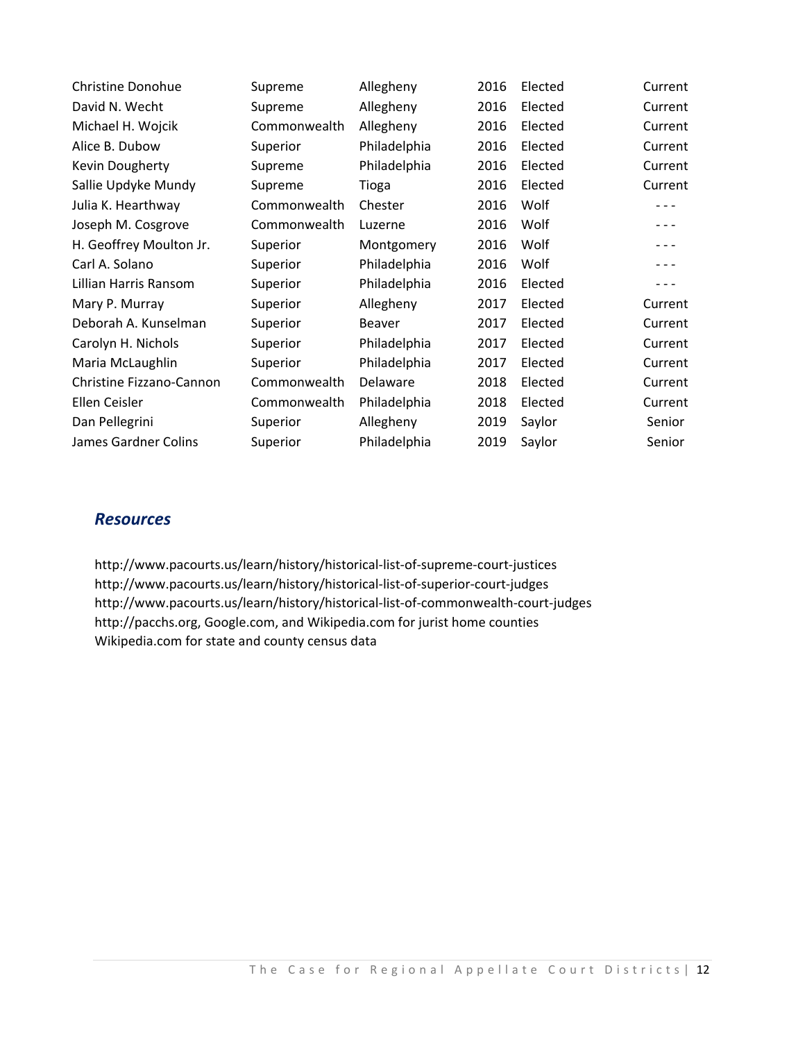| | | | | | |
|---|---|---|---|---|---|
| Christine Donohue | Supreme | Allegheny | 2016 | Elected | Current |
| David N. Wecht | Supreme | Allegheny | 2016 | Elected | Current |
| Michael H. Wojcik | Commonwealth | Allegheny | 2016 | Elected | Current |
| Alice B. Dubow | Superior | Philadelphia | 2016 | Elected | Current |
| Kevin Dougherty | Supreme | Philadelphia | 2016 | Elected | Current |
| Sallie Updyke Mundy | Supreme | Tioga | 2016 | Elected | Current |
| Julia K. Hearthway | Commonwealth | Chester | 2016 | Wolf | - - - |
| Joseph M. Cosgrove | Commonwealth | Luzerne | 2016 | Wolf | - - - |
| H. Geoffrey Moulton Jr. | Superior | Montgomery | 2016 | Wolf | - - - |
| Carl A. Solano | Superior | Philadelphia | 2016 | Wolf | - - - |
| Lillian Harris Ransom | Superior | Philadelphia | 2016 | Elected | - - - |
| Mary P. Murray | Superior | Allegheny | 2017 | Elected | Current |
| Deborah A. Kunselman | Superior | Beaver | 2017 | Elected | Current |
| Carolyn H. Nichols | Superior | Philadelphia | 2017 | Elected | Current |
| Maria McLaughlin | Superior | Philadelphia | 2017 | Elected | Current |
| Christine Fizzano-Cannon | Commonwealth | Delaware | 2018 | Elected | Current |
| Ellen Ceisler | Commonwealth | Philadelphia | 2018 | Elected | Current |
| Dan Pellegrini | Superior | Allegheny | 2019 | Saylor | Senior |
| James Gardner Colins | Superior | Philadelphia | 2019 | Saylor | Senior |

## *Resources*

http://www.pacourts.us/learn/history/historical-list-of-supreme-court-justices
http://www.pacourts.us/learn/history/historical-list-of-superior-court-judges
http://www.pacourts.us/learn/history/historical-list-of-commonwealth-court-judges
http://pacchs.org, Google.com, and Wikipedia.com for jurist home counties
Wikipedia.com for state and county census data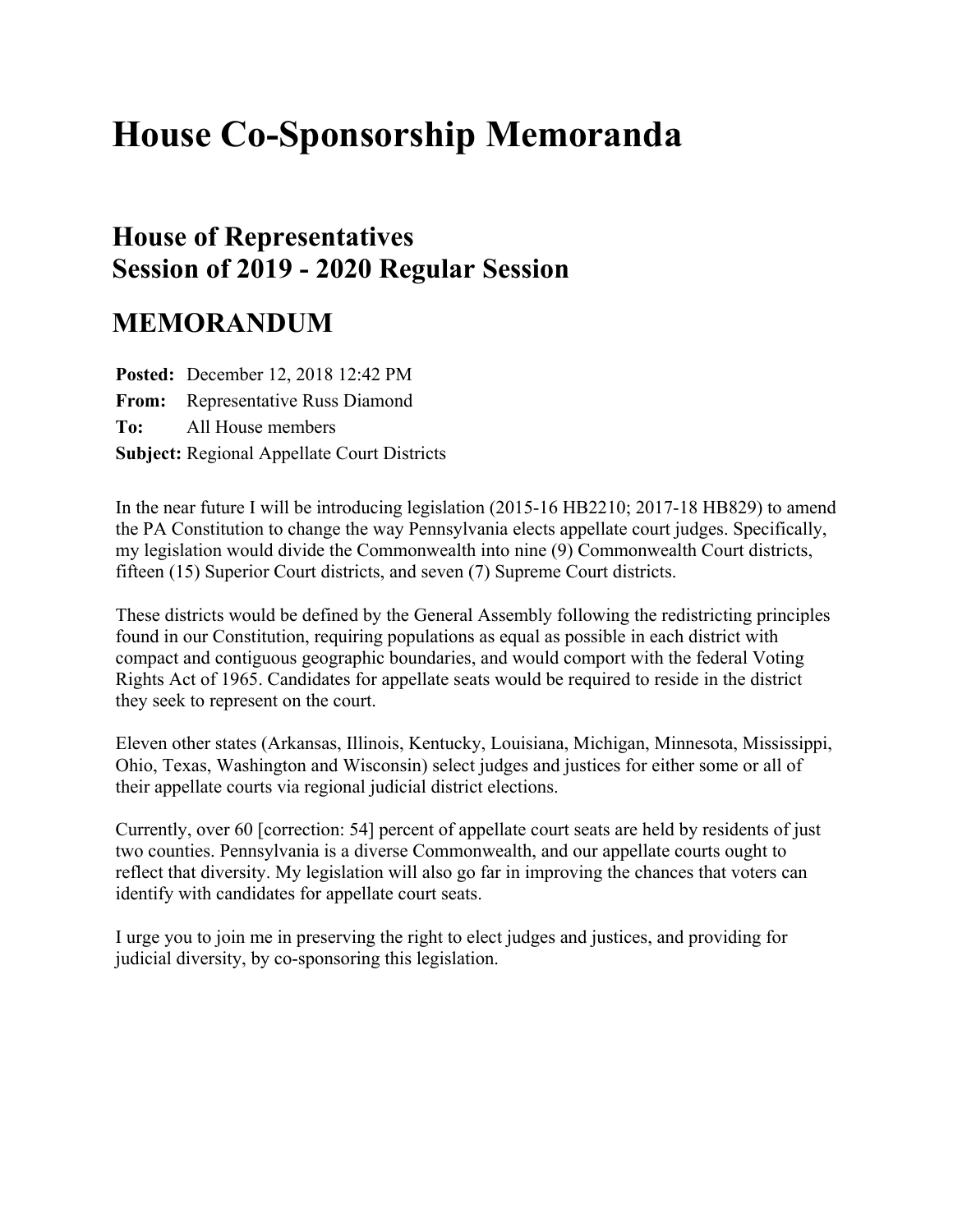# House Co-Sponsorship Memoranda

## House of Representatives
## Session of 2019 - 2020 Regular Session

## MEMORANDUM

**Posted:** December 12, 2018 12:42 PM

**From:** Representative Russ Diamond

**To:** All House members

**Subject:** Regional Appellate Court Districts

In the near future I will be introducing legislation (2015-16 HB2210; 2017-18 HB829) to amend the PA Constitution to change the way Pennsylvania elects appellate court judges. Specifically, my legislation would divide the Commonwealth into nine (9) Commonwealth Court districts, fifteen (15) Superior Court districts, and seven (7) Supreme Court districts.

These districts would be defined by the General Assembly following the redistricting principles found in our Constitution, requiring populations as equal as possible in each district with compact and contiguous geographic boundaries, and would comport with the federal Voting Rights Act of 1965. Candidates for appellate seats would be required to reside in the district they seek to represent on the court.

Eleven other states (Arkansas, Illinois, Kentucky, Louisiana, Michigan, Minnesota, Mississippi, Ohio, Texas, Washington and Wisconsin) select judges and justices for either some or all of their appellate courts via regional judicial district elections.

Currently, over 60 [correction: 54] percent of appellate court seats are held by residents of just two counties. Pennsylvania is a diverse Commonwealth, and our appellate courts ought to reflect that diversity. My legislation will also go far in improving the chances that voters can identify with candidates for appellate court seats.

I urge you to join me in preserving the right to elect judges and justices, and providing for judicial diversity, by co-sponsoring this legislation.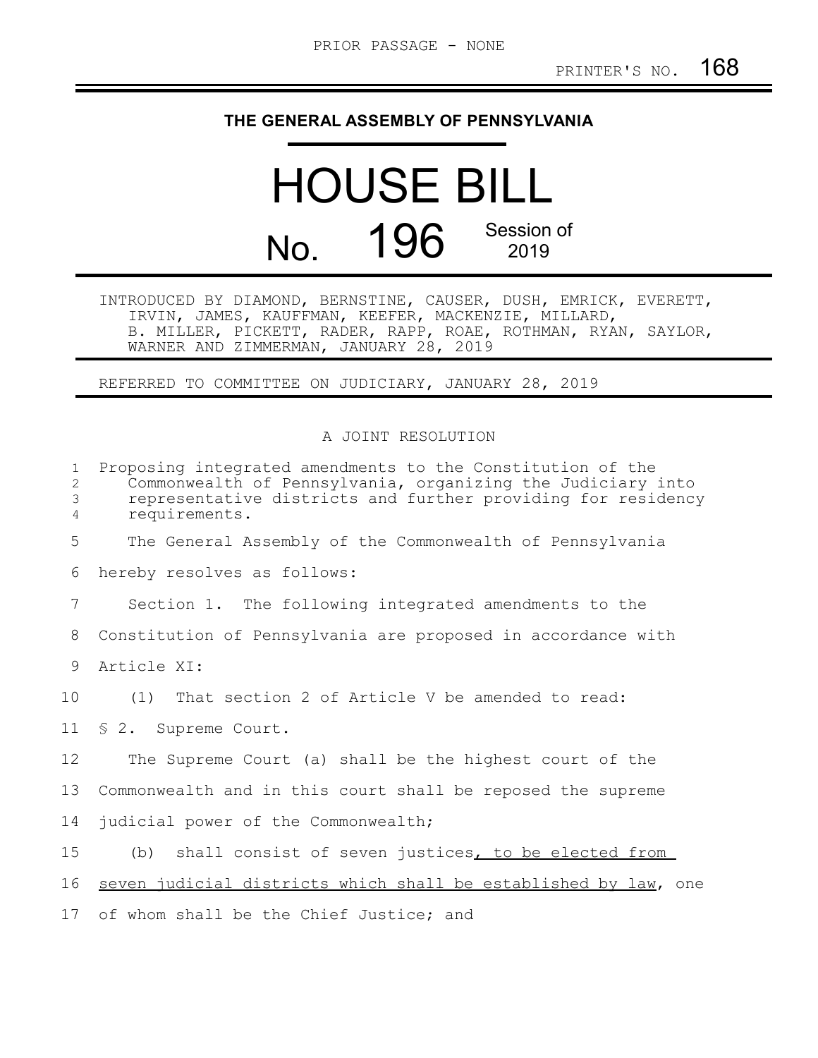PRIOR PASSAGE - NONE

PRINTER'S NO. 168

**THE GENERAL ASSEMBLY OF PENNSYLVANIA**

# HOUSE BILL

# No. 196 Session of 2019

INTRODUCED BY DIAMOND, BERNSTINE, CAUSER, DUSH, EMRICK, EVERETT, IRVIN, JAMES, KAUFFMAN, KEEFER, MACKENZIE, MILLARD, B. MILLER, PICKETT, RADER, RAPP, ROAE, ROTHMAN, RYAN, SAYLOR, WARNER AND ZIMMERMAN, JANUARY 28, 2019

REFERRED TO COMMITTEE ON JUDICIARY, JANUARY 28, 2019

A JOINT RESOLUTION

Proposing integrated amendments to the Constitution of the Commonwealth of Pennsylvania, organizing the Judiciary into representative districts and further providing for residency requirements.

The General Assembly of the Commonwealth of Pennsylvania hereby resolves as follows:

Section 1. The following integrated amendments to the Constitution of Pennsylvania are proposed in accordance with Article XI:

(1) That section 2 of Article V be amended to read:

§ 2. Supreme Court.

The Supreme Court (a) shall be the highest court of the Commonwealth and in this court shall be reposed the supreme judicial power of the Commonwealth;

(b) shall consist of seven justices<u>, to be elected from seven judicial districts which shall be established by law</u>, one of whom shall be the Chief Justice; and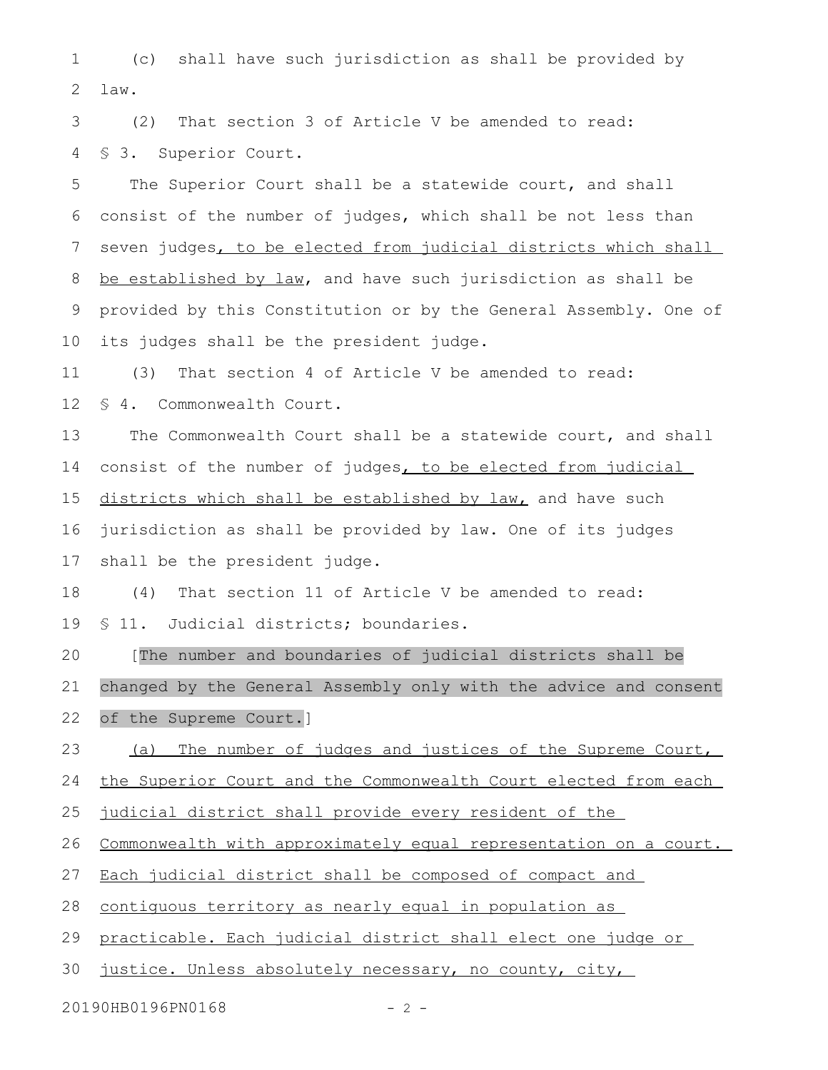(c) shall have such jurisdiction as shall be provided by law.

(2) That section 3 of Article V be amended to read:

§ 3. Superior Court.

The Superior Court shall be a statewide court, and shall consist of the number of judges, which shall be not less than seven judges<u>, to be elected from judicial districts which shall be established by law</u>, and have such jurisdiction as shall be provided by this Constitution or by the General Assembly. One of its judges shall be the president judge.

(3) That section 4 of Article V be amended to read:

§ 4. Commonwealth Court.

The Commonwealth Court shall be a statewide court, and shall consist of the number of judges<u>, to be elected from judicial districts which shall be established by law,</u> and have such jurisdiction as shall be provided by law. One of its judges shall be the president judge.

(4) That section 11 of Article V be amended to read:

§ 11. Judicial districts; boundaries.

[The number and boundaries of judicial districts shall be changed by the General Assembly only with the advice and consent of the Supreme Court.]

<u>(a) The number of judges and justices of the Supreme Court, the Superior Court and the Commonwealth Court elected from each judicial district shall provide every resident of the Commonwealth with approximately equal representation on a court. Each judicial district shall be composed of compact and contiguous territory as nearly equal in population as practicable. Each judicial district shall elect one judge or justice. Unless absolutely necessary, no county, city,</u>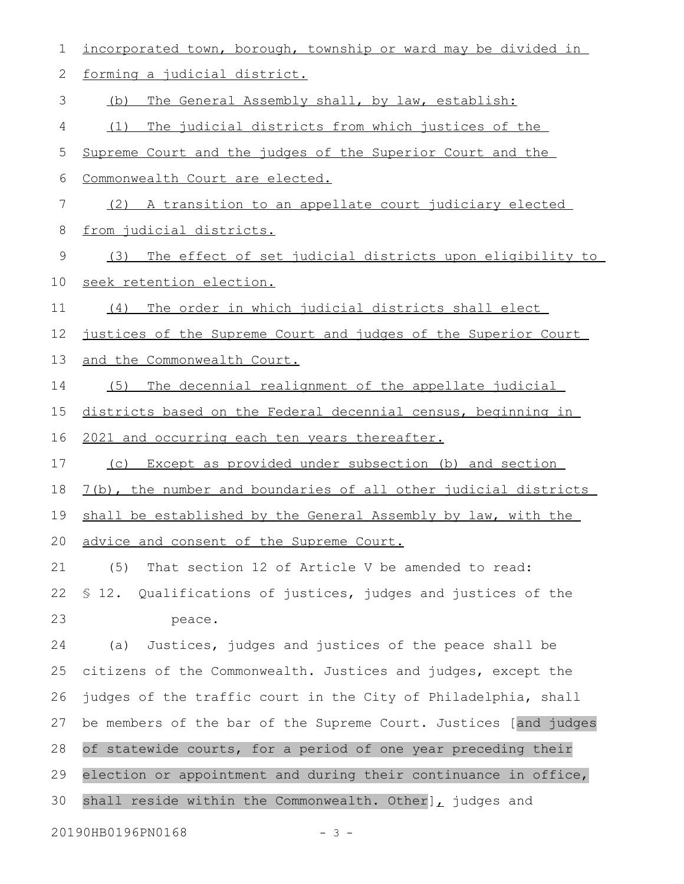incorporated town, borough, township or ward may be divided in forming a judicial district.

(b) The General Assembly shall, by law, establish:

(1) The judicial districts from which justices of the Supreme Court and the judges of the Superior Court and the Commonwealth Court are elected.

(2) A transition to an appellate court judiciary elected from judicial districts.

(3) The effect of set judicial districts upon eligibility to seek retention election.

(4) The order in which judicial districts shall elect justices of the Supreme Court and judges of the Superior Court and the Commonwealth Court.

(5) The decennial realignment of the appellate judicial districts based on the Federal decennial census, beginning in 2021 and occurring each ten years thereafter.

(c) Except as provided under subsection (b) and section 7(b), the number and boundaries of all other judicial districts shall be established by the General Assembly by law, with the advice and consent of the Supreme Court.

(5) That section 12 of Article V be amended to read:

§ 12. Qualifications of justices, judges and justices of the peace.

(a) Justices, judges and justices of the peace shall be citizens of the Commonwealth. Justices and judges, except the judges of the traffic court in the City of Philadelphia, shall be members of the bar of the Supreme Court. Justices [and judges of statewide courts, for a period of one year preceding their election or appointment and during their continuance in office, shall reside within the Commonwealth. Other], judges and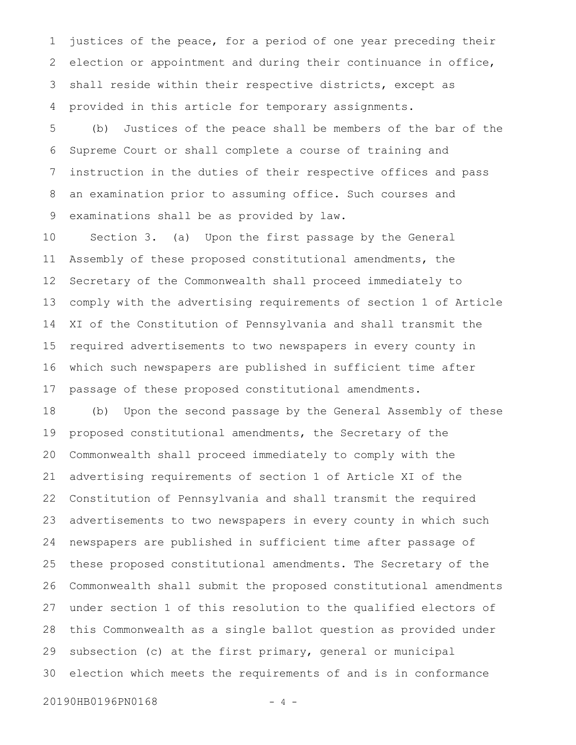justices of the peace, for a period of one year preceding their election or appointment and during their continuance in office, shall reside within their respective districts, except as provided in this article for temporary assignments.

(b) Justices of the peace shall be members of the bar of the Supreme Court or shall complete a course of training and instruction in the duties of their respective offices and pass an examination prior to assuming office. Such courses and examinations shall be as provided by law.

Section 3. (a) Upon the first passage by the General Assembly of these proposed constitutional amendments, the Secretary of the Commonwealth shall proceed immediately to comply with the advertising requirements of section 1 of Article XI of the Constitution of Pennsylvania and shall transmit the required advertisements to two newspapers in every county in which such newspapers are published in sufficient time after passage of these proposed constitutional amendments.

(b) Upon the second passage by the General Assembly of these proposed constitutional amendments, the Secretary of the Commonwealth shall proceed immediately to comply with the advertising requirements of section 1 of Article XI of the Constitution of Pennsylvania and shall transmit the required advertisements to two newspapers in every county in which such newspapers are published in sufficient time after passage of these proposed constitutional amendments. The Secretary of the Commonwealth shall submit the proposed constitutional amendments under section 1 of this resolution to the qualified electors of this Commonwealth as a single ballot question as provided under subsection (c) at the first primary, general or municipal election which meets the requirements of and is in conformance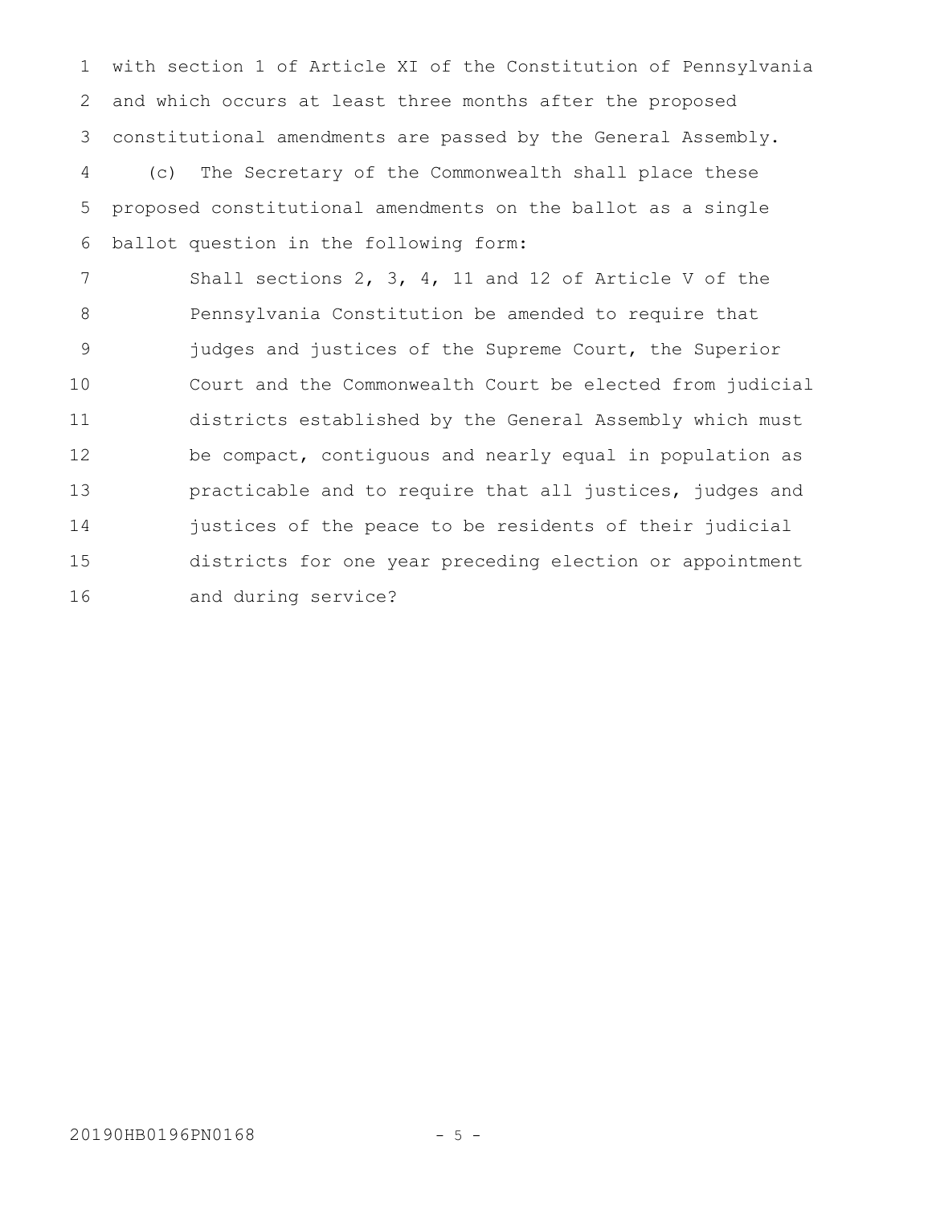with section 1 of Article XI of the Constitution of Pennsylvania and which occurs at least three months after the proposed constitutional amendments are passed by the General Assembly.

(c) The Secretary of the Commonwealth shall place these proposed constitutional amendments on the ballot as a single ballot question in the following form:

> Shall sections 2, 3, 4, 11 and 12 of Article V of the Pennsylvania Constitution be amended to require that judges and justices of the Supreme Court, the Superior Court and the Commonwealth Court be elected from judicial districts established by the General Assembly which must be compact, contiguous and nearly equal in population as practicable and to require that all justices, judges and justices of the peace to be residents of their judicial districts for one year preceding election or appointment and during service?